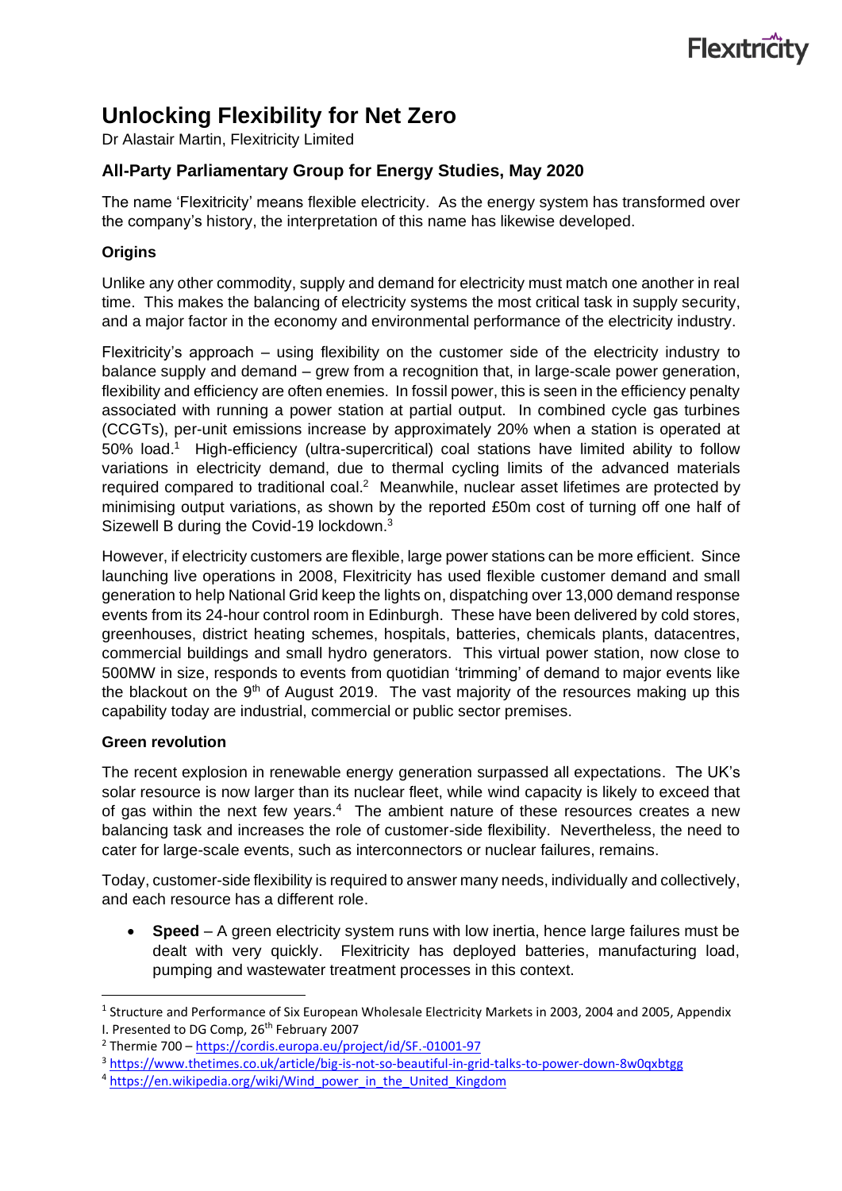# Unlocking Flexibility for Net Zero

Dr Alastair Martin, Flexitricity Limited

## All-Party Parliamentary Group for Energy Studies, May 2020

The name 'Flexitricity' means flexible electricity. As the energy system has transformed over the company's history, the interpretation of this name has likewise developed.

### Origins

Unlike any other commodity, supply and demand for electricity must match one another in real time. This makes the balancing of electricity systems the most critical task in supply security, and a major factor in the economy and environmental performance of the electricity industry.

Flexitricity's approach – using flexibility on the customer side of the electricity industry to balance supply and demand – grew from a recognition that, in large-scale power generation, flexibility and efficiency are often enemies. In fossil power, this is seen in the efficiency penalty associated with running a power station at partial output. In combined cycle gas turbines (CCGTs), per-unit emissions increase by approximately 20% when a station is operated at 50% load.[1] High-efficiency (ultra-supercritical) coal stations have limited ability to follow variations in electricity demand, due to thermal cycling limits of the advanced materials required compared to traditional coal.[2] Meanwhile, nuclear asset lifetimes are protected by minimising output variations, as shown by the reported £50m cost of turning off one half of Sizewell B during the Covid-19 lockdown.[3]

However, if electricity customers are flexible, large power stations can be more efficient. Since launching live operations in 2008, Flexitricity has used flexible customer demand and small generation to help National Grid keep the lights on, dispatching over 13,000 demand response events from its 24-hour control room in Edinburgh. These have been delivered by cold stores, greenhouses, district heating schemes, hospitals, batteries, chemicals plants, datacentres, commercial buildings and small hydro generators. This virtual power station, now close to 500MW in size, responds to events from quotidian 'trimming' of demand to major events like the blackout on the 9th of August 2019. The vast majority of the resources making up this capability today are industrial, commercial or public sector premises.

### Green revolution

The recent explosion in renewable energy generation surpassed all expectations. The UK's solar resource is now larger than its nuclear fleet, while wind capacity is likely to exceed that of gas within the next few years.[4] The ambient nature of these resources creates a new balancing task and increases the role of customer-side flexibility. Nevertheless, the need to cater for large-scale events, such as interconnectors or nuclear failures, remains.

Today, customer-side flexibility is required to answer many needs, individually and collectively, and each resource has a different role.

- **Speed** – A green electricity system runs with low inertia, hence large failures must be dealt with very quickly. Flexitricity has deployed batteries, manufacturing load, pumping and wastewater treatment processes in this context.

---

[1] Structure and Performance of Six European Wholesale Electricity Markets in 2003, 2004 and 2005, Appendix I. Presented to DG Comp, 26th February 2007

[2] Thermie 700 – https://cordis.europa.eu/project/id/SF.-01001-97

[3] https://www.thetimes.co.uk/article/big-is-not-so-beautiful-in-grid-talks-to-power-down-8w0qxbtgg

[4] https://en.wikipedia.org/wiki/Wind_power_in_the_United_Kingdom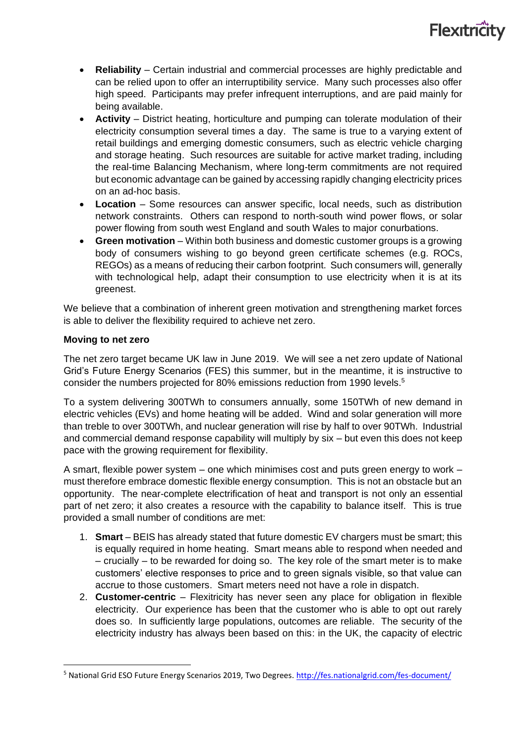- **Reliability** – Certain industrial and commercial processes are highly predictable and can be relied upon to offer an interruptibility service. Many such processes also offer high speed. Participants may prefer infrequent interruptions, and are paid mainly for being available.
- **Activity** – District heating, horticulture and pumping can tolerate modulation of their electricity consumption several times a day. The same is true to a varying extent of retail buildings and emerging domestic consumers, such as electric vehicle charging and storage heating. Such resources are suitable for active market trading, including the real-time Balancing Mechanism, where long-term commitments are not required but economic advantage can be gained by accessing rapidly changing electricity prices on an ad-hoc basis.
- **Location** – Some resources can answer specific, local needs, such as distribution network constraints. Others can respond to north-south wind power flows, or solar power flowing from south west England and south Wales to major conurbations.
- **Green motivation** – Within both business and domestic customer groups is a growing body of consumers wishing to go beyond green certificate schemes (e.g. ROCs, REGOs) as a means of reducing their carbon footprint. Such consumers will, generally with technological help, adapt their consumption to use electricity when it is at its greenest.

We believe that a combination of inherent green motivation and strengthening market forces is able to deliver the flexibility required to achieve net zero.

**Moving to net zero**

The net zero target became UK law in June 2019. We will see a net zero update of National Grid's Future Energy Scenarios (FES) this summer, but in the meantime, it is instructive to consider the numbers projected for 80% emissions reduction from 1990 levels.[5]

To a system delivering 300TWh to consumers annually, some 150TWh of new demand in electric vehicles (EVs) and home heating will be added. Wind and solar generation will more than treble to over 300TWh, and nuclear generation will rise by half to over 90TWh. Industrial and commercial demand response capability will multiply by six – but even this does not keep pace with the growing requirement for flexibility.

A smart, flexible power system – one which minimises cost and puts green energy to work – must therefore embrace domestic flexible energy consumption. This is not an obstacle but an opportunity. The near-complete electrification of heat and transport is not only an essential part of net zero; it also creates a resource with the capability to balance itself. This is true provided a small number of conditions are met:

1. **Smart** – BEIS has already stated that future domestic EV chargers must be smart; this is equally required in home heating. Smart means able to respond when needed and – crucially – to be rewarded for doing so. The key role of the smart meter is to make customers' elective responses to price and to green signals visible, so that value can accrue to those customers. Smart meters need not have a role in dispatch.
2. **Customer-centric** – Flexitricity has never seen any place for obligation in flexible electricity. Our experience has been that the customer who is able to opt out rarely does so. In sufficiently large populations, outcomes are reliable. The security of the electricity industry has always been based on this: in the UK, the capacity of electric

[5] National Grid ESO Future Energy Scenarios 2019, Two Degrees. http://fes.nationalgrid.com/fes-document/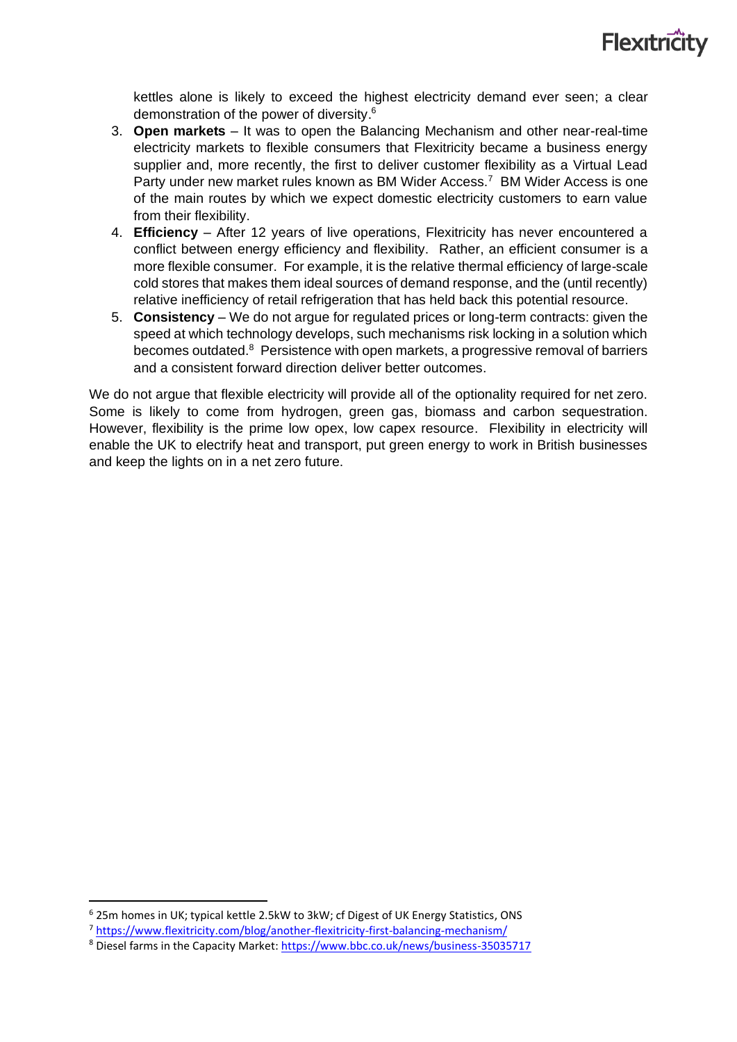kettles alone is likely to exceed the highest electricity demand ever seen; a clear demonstration of the power of diversity.[6]

3. **Open markets** – It was to open the Balancing Mechanism and other near-real-time electricity markets to flexible consumers that Flexitricity became a business energy supplier and, more recently, the first to deliver customer flexibility as a Virtual Lead Party under new market rules known as BM Wider Access.[7] BM Wider Access is one of the main routes by which we expect domestic electricity customers to earn value from their flexibility.
4. **Efficiency** – After 12 years of live operations, Flexitricity has never encountered a conflict between energy efficiency and flexibility. Rather, an efficient consumer is a more flexible consumer. For example, it is the relative thermal efficiency of large-scale cold stores that makes them ideal sources of demand response, and the (until recently) relative inefficiency of retail refrigeration that has held back this potential resource.
5. **Consistency** – We do not argue for regulated prices or long-term contracts: given the speed at which technology develops, such mechanisms risk locking in a solution which becomes outdated.[8] Persistence with open markets, a progressive removal of barriers and a consistent forward direction deliver better outcomes.

We do not argue that flexible electricity will provide all of the optionality required for net zero. Some is likely to come from hydrogen, green gas, biomass and carbon sequestration. However, flexibility is the prime low opex, low capex resource. Flexibility in electricity will enable the UK to electrify heat and transport, put green energy to work in British businesses and keep the lights on in a net zero future.

---

[6] 25m homes in UK; typical kettle 2.5kW to 3kW; cf Digest of UK Energy Statistics, ONS

[7] https://www.flexitricity.com/blog/another-flexitricity-first-balancing-mechanism/

[8] Diesel farms in the Capacity Market: https://www.bbc.co.uk/news/business-35035717